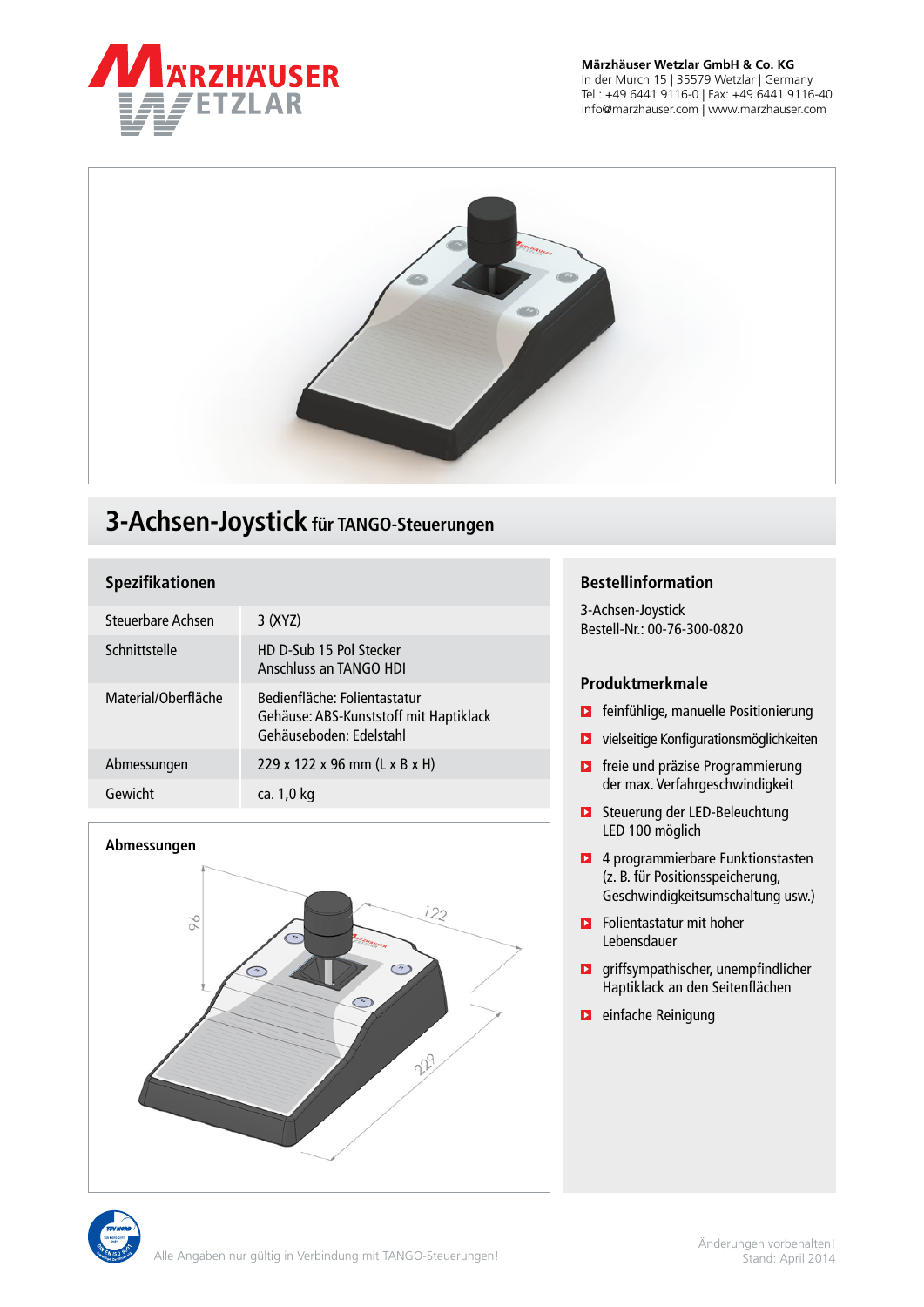**Märzhäuser Wetzlar GmbH & Co. KG**
In der Murch 15 | 35579 Wetzlar | Germany
Tel.: +49 6441 9116-0 | Fax: +49 6441 9116-40
info@marzhauser.com | www.marzhauser.com

# 3-Achsen-Joystick für TANGO-Steuerungen

## Spezifikationen

| | |
|---|---|
| Steuerbare Achsen | 3 (XYZ) |
| Schnittstelle | HD D-Sub 15 Pol Stecker<br>Anschluss an TANGO HDI |
| Material/Oberfläche | Bedienfläche: Folientastatur<br>Gehäuse: ABS-Kunststoff mit Haptiklack<br>Gehäuseboden: Edelstahl |
| Abmessungen | 229 x 122 x 96 mm (L x B x H) |
| Gewicht | ca. 1,0 kg |

## Abmessungen

96
122
229

## Bestellinformation

3-Achsen-Joystick
Bestell-Nr.: 00-76-300-0820

## Produktmerkmale

- feinfühlige, manuelle Positionierung
- vielseitige Konfigurationsmöglichkeiten
- freie und präzise Programmierung der max. Verfahrgeschwindigkeit
- Steuerung der LED-Beleuchtung LED 100 möglich
- 4 programmierbare Funktionstasten (z. B. für Positionsspeicherung, Geschwindigkeitsumschaltung usw.)
- Folientastatur mit hoher Lebensdauer
- griffsympathischer, unempfindlicher Haptiklack an den Seitenflächen
- einfache Reinigung

Alle Angaben nur gültig in Verbindung mit TANGO-Steuerungen!

Änderungen vorbehalten!
Stand: April 2014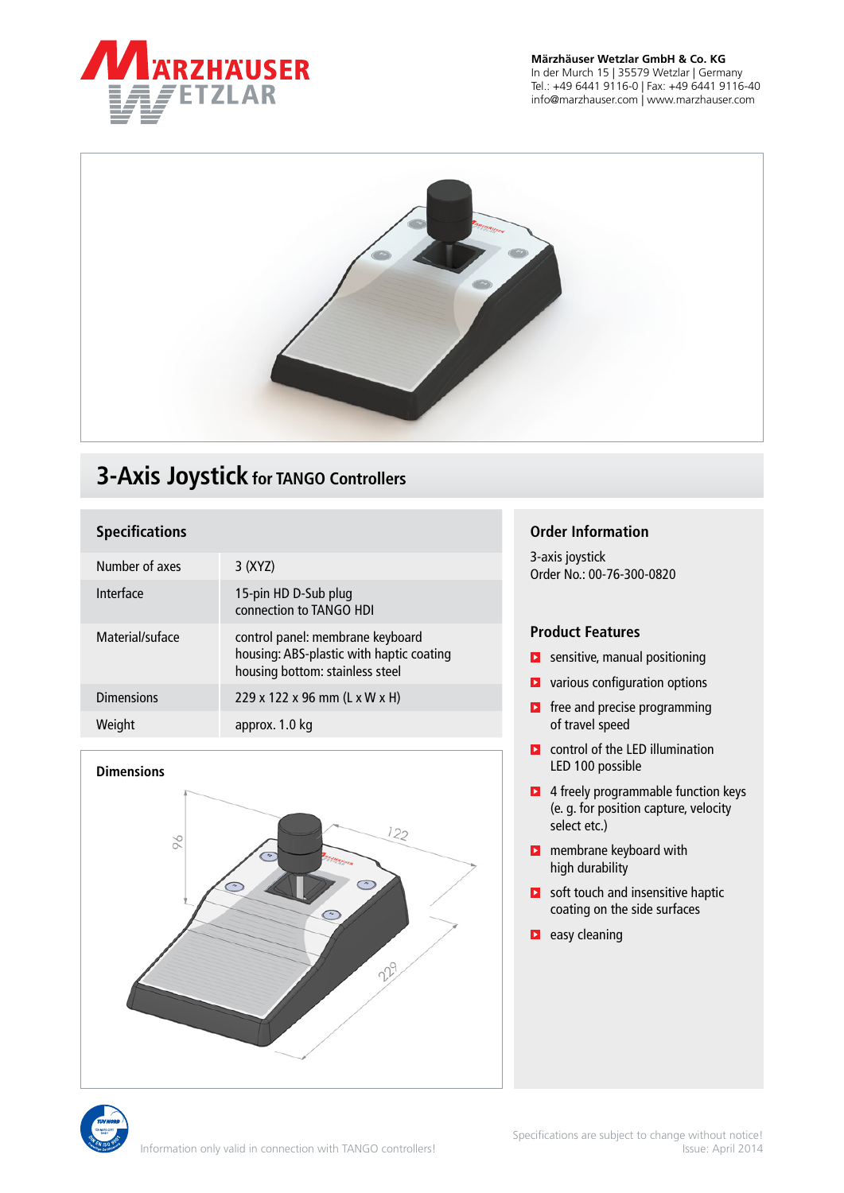**Märzhäuser Wetzlar GmbH & Co. KG**
In der Murch 15 | 35579 Wetzlar | Germany
Tel.: +49 6441 9116-0 | Fax: +49 6441 9116-40
info@marzhauser.com | www.marzhauser.com

# 3-Axis Joystick for TANGO Controllers

## Specifications

| | |
|---|---|
| Number of axes | 3 (XYZ) |
| Interface | 15-pin HD D-Sub plug<br>connection to TANGO HDI |
| Material/suface | control panel: membrane keyboard<br>housing: ABS-plastic with haptic coating<br>housing bottom: stainless steel |
| Dimensions | 229 x 122 x 96 mm (L x W x H) |
| Weight | approx. 1.0 kg |

## Dimensions

96

122

229

## Order Information

3-axis joystick
Order No.: 00-76-300-0820

## Product Features

- sensitive, manual positioning
- various configuration options
- free and precise programming of travel speed
- control of the LED illumination LED 100 possible
- 4 freely programmable function keys (e. g. for position capture, velocity select etc.)
- membrane keyboard with high durability
- soft touch and insensitive haptic coating on the side surfaces
- easy cleaning

Information only valid in connection with TANGO controllers!

Specifications are subject to change without notice!
Issue: April 2014